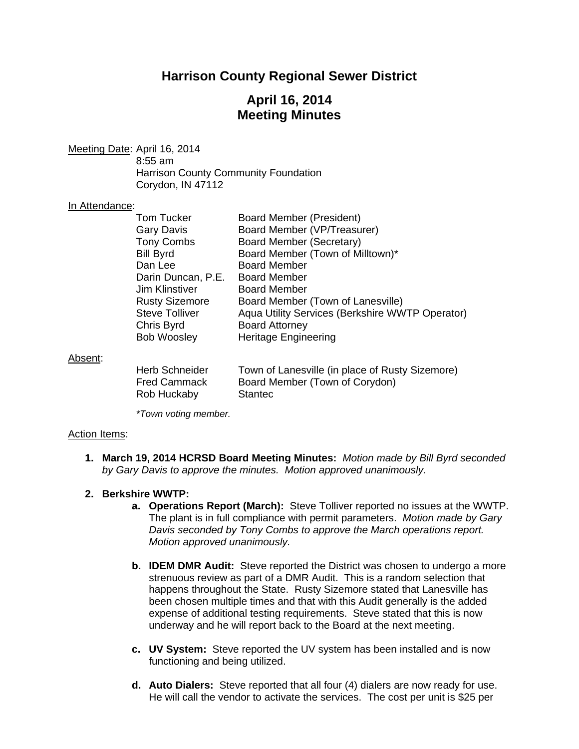# Harrison County Regional Sewer District

## April 16, 2014
## Meeting Minutes

Meeting Date: April 16, 2014
8:55 am
Harrison County Community Foundation
Corydon, IN 47112

In Attendance:

| | |
|---|---|
| Tom Tucker | Board Member (President) |
| Gary Davis | Board Member (VP/Treasurer) |
| Tony Combs | Board Member (Secretary) |
| Bill Byrd | Board Member (Town of Milltown)* |
| Dan Lee | Board Member |
| Darin Duncan, P.E. | Board Member |
| Jim Klinstiver | Board Member |
| Rusty Sizemore | Board Member (Town of Lanesville) |
| Steve Tolliver | Aqua Utility Services (Berkshire WWTP Operator) |
| Chris Byrd | Board Attorney |
| Bob Woosley | Heritage Engineering |

Absent:

| | |
|---|---|
| Herb Schneider | Town of Lanesville (in place of Rusty Sizemore) |
| Fred Cammack | Board Member (Town of Corydon) |
| Rob Huckaby | Stantec |

*\*Town voting member.*

Action Items:

1. **March 19, 2014 HCRSD Board Meeting Minutes:** *Motion made by Bill Byrd seconded by Gary Davis to approve the minutes. Motion approved unanimously.*

2. **Berkshire WWTP:**
   a. **Operations Report (March):** Steve Tolliver reported no issues at the WWTP. The plant is in full compliance with permit parameters. *Motion made by Gary Davis seconded by Tony Combs to approve the March operations report. Motion approved unanimously.*

   b. **IDEM DMR Audit:** Steve reported the District was chosen to undergo a more strenuous review as part of a DMR Audit. This is a random selection that happens throughout the State. Rusty Sizemore stated that Lanesville has been chosen multiple times and that with this Audit generally is the added expense of additional testing requirements. Steve stated that this is now underway and he will report back to the Board at the next meeting.

   c. **UV System:** Steve reported the UV system has been installed and is now functioning and being utilized.

   d. **Auto Dialers:** Steve reported that all four (4) dialers are now ready for use. He will call the vendor to activate the services. The cost per unit is $25 per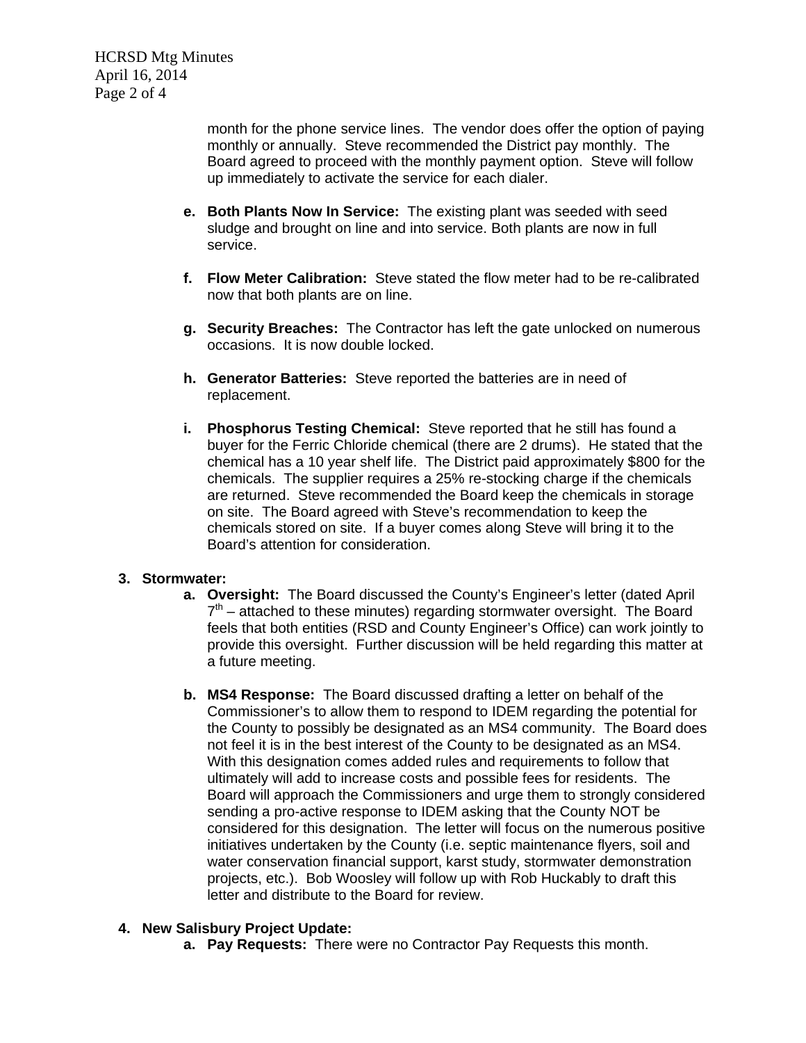month for the phone service lines. The vendor does offer the option of paying monthly or annually. Steve recommended the District pay monthly. The Board agreed to proceed with the monthly payment option. Steve will follow up immediately to activate the service for each dialer.

e. **Both Plants Now In Service:** The existing plant was seeded with seed sludge and brought on line and into service. Both plants are now in full service.

f. **Flow Meter Calibration:** Steve stated the flow meter had to be re-calibrated now that both plants are on line.

g. **Security Breaches:** The Contractor has left the gate unlocked on numerous occasions. It is now double locked.

h. **Generator Batteries:** Steve reported the batteries are in need of replacement.

i. **Phosphorus Testing Chemical:** Steve reported that he still has found a buyer for the Ferric Chloride chemical (there are 2 drums). He stated that the chemical has a 10 year shelf life. The District paid approximately $800 for the chemicals. The supplier requires a 25% re-stocking charge if the chemicals are returned. Steve recommended the Board keep the chemicals in storage on site. The Board agreed with Steve's recommendation to keep the chemicals stored on site. If a buyer comes along Steve will bring it to the Board's attention for consideration.

3. **Stormwater:**

   a. **Oversight:** The Board discussed the County's Engineer's letter (dated April 7th – attached to these minutes) regarding stormwater oversight. The Board feels that both entities (RSD and County Engineer's Office) can work jointly to provide this oversight. Further discussion will be held regarding this matter at a future meeting.

   b. **MS4 Response:** The Board discussed drafting a letter on behalf of the Commissioner's to allow them to respond to IDEM regarding the potential for the County to possibly be designated as an MS4 community. The Board does not feel it is in the best interest of the County to be designated as an MS4. With this designation comes added rules and requirements to follow that ultimately will add to increase costs and possible fees for residents. The Board will approach the Commissioners and urge them to strongly considered sending a pro-active response to IDEM asking that the County NOT be considered for this designation. The letter will focus on the numerous positive initiatives undertaken by the County (i.e. septic maintenance flyers, soil and water conservation financial support, karst study, stormwater demonstration projects, etc.). Bob Woosley will follow up with Rob Huckably to draft this letter and distribute to the Board for review.

4. **New Salisbury Project Update:**

   a. **Pay Requests:** There were no Contractor Pay Requests this month.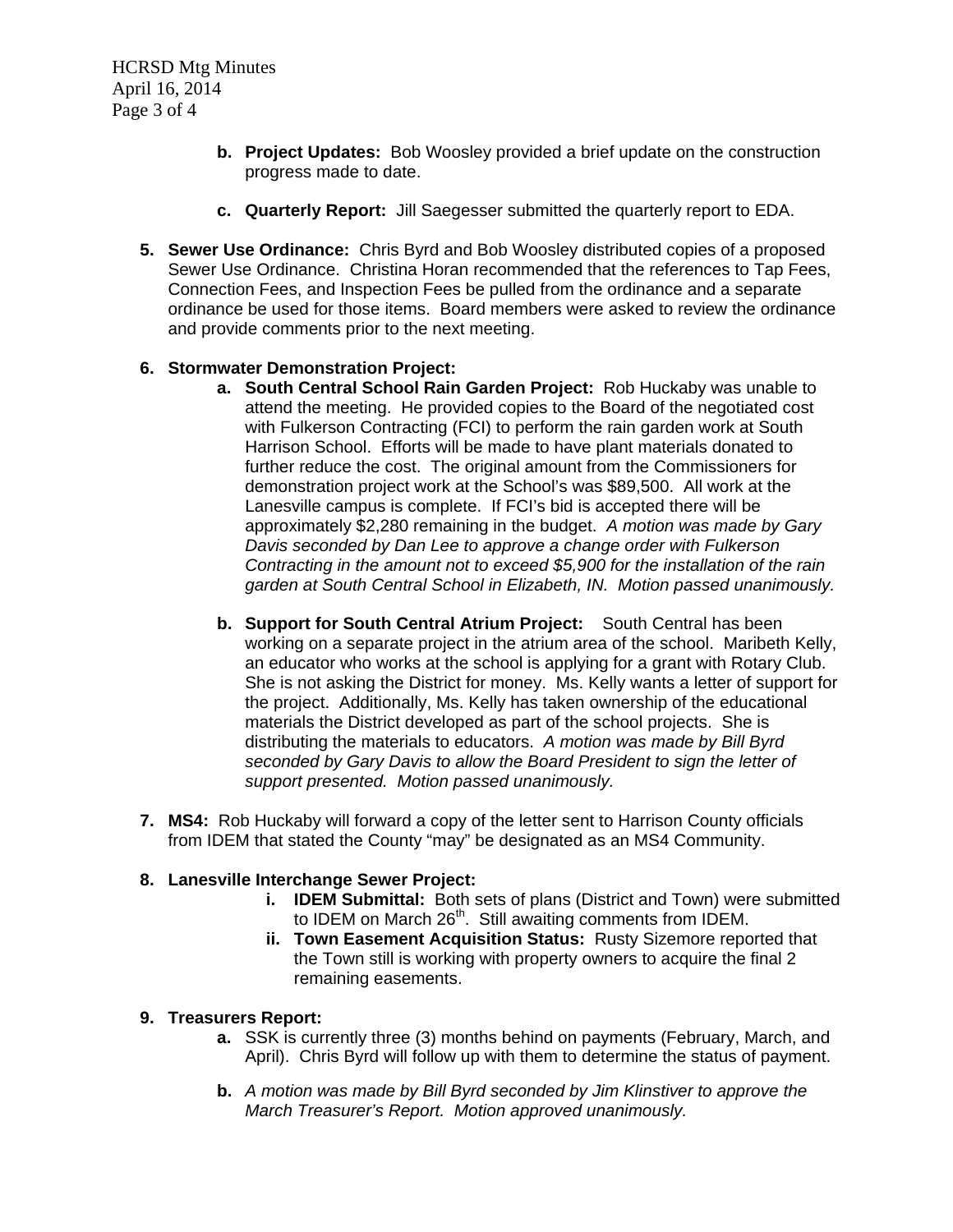b. **Project Updates:** Bob Woosley provided a brief update on the construction progress made to date.

   c. **Quarterly Report:** Jill Saegesser submitted the quarterly report to EDA.

5. **Sewer Use Ordinance:** Chris Byrd and Bob Woosley distributed copies of a proposed Sewer Use Ordinance. Christina Horan recommended that the references to Tap Fees, Connection Fees, and Inspection Fees be pulled from the ordinance and a separate ordinance be used for those items. Board members were asked to review the ordinance and provide comments prior to the next meeting.

6. **Stormwater Demonstration Project:**

   a. **South Central School Rain Garden Project:** Rob Huckaby was unable to attend the meeting. He provided copies to the Board of the negotiated cost with Fulkerson Contracting (FCI) to perform the rain garden work at South Harrison School. Efforts will be made to have plant materials donated to further reduce the cost. The original amount from the Commissioners for demonstration project work at the School's was $89,500. All work at the Lanesville campus is complete. If FCI's bid is accepted there will be approximately $2,280 remaining in the budget. *A motion was made by Gary Davis seconded by Dan Lee to approve a change order with Fulkerson Contracting in the amount not to exceed $5,900 for the installation of the rain garden at South Central School in Elizabeth, IN. Motion passed unanimously.*

   b. **Support for South Central Atrium Project:** South Central has been working on a separate project in the atrium area of the school. Maribeth Kelly, an educator who works at the school is applying for a grant with Rotary Club. She is not asking the District for money. Ms. Kelly wants a letter of support for the project. Additionally, Ms. Kelly has taken ownership of the educational materials the District developed as part of the school projects. She is distributing the materials to educators. *A motion was made by Bill Byrd seconded by Gary Davis to allow the Board President to sign the letter of support presented. Motion passed unanimously.*

7. **MS4:** Rob Huckaby will forward a copy of the letter sent to Harrison County officials from IDEM that stated the County "may" be designated as an MS4 Community.

8. **Lanesville Interchange Sewer Project:**

   i. **IDEM Submittal:** Both sets of plans (District and Town) were submitted to IDEM on March 26th. Still awaiting comments from IDEM.

   ii. **Town Easement Acquisition Status:** Rusty Sizemore reported that the Town still is working with property owners to acquire the final 2 remaining easements.

9. **Treasurers Report:**

   a. SSK is currently three (3) months behind on payments (February, March, and April). Chris Byrd will follow up with them to determine the status of payment.

   b. *A motion was made by Bill Byrd seconded by Jim Klinstiver to approve the March Treasurer's Report. Motion approved unanimously.*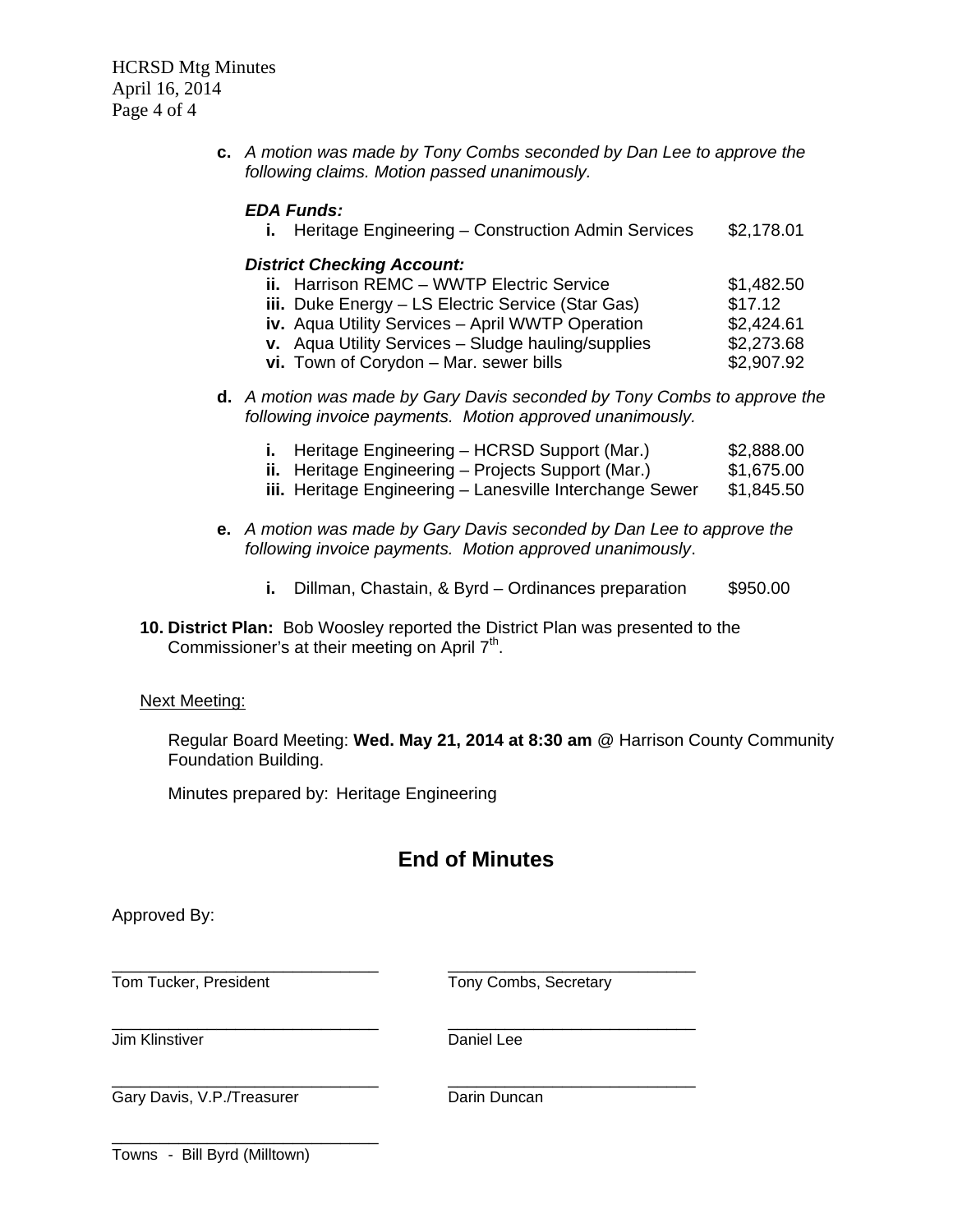c. *A motion was made by Tony Combs seconded by Dan Lee to approve the following claims. Motion passed unanimously.*

***EDA Funds:***

| | | |
|---|---|---|
| **i.** | Heritage Engineering – Construction Admin Services | $2,178.01 |

***District Checking Account:***

| | | |
|---|---|---|
| **ii.** | Harrison REMC – WWTP Electric Service | $1,482.50 |
| **iii.** | Duke Energy – LS Electric Service (Star Gas) | $17.12 |
| **iv.** | Aqua Utility Services – April WWTP Operation | $2,424.61 |
| **v.** | Aqua Utility Services – Sludge hauling/supplies | $2,273.68 |
| **vi.** | Town of Corydon – Mar. sewer bills | $2,907.92 |

d. *A motion was made by Gary Davis seconded by Tony Combs to approve the following invoice payments. Motion approved unanimously.*

| | | |
|---|---|---|
| **i.** | Heritage Engineering – HCRSD Support (Mar.) | $2,888.00 |
| **ii.** | Heritage Engineering – Projects Support (Mar.) | $1,675.00 |
| **iii.** | Heritage Engineering – Lanesville Interchange Sewer | $1,845.50 |

e. *A motion was made by Gary Davis seconded by Dan Lee to approve the following invoice payments. Motion approved unanimously*.

| | | |
|---|---|---|
| **i.** | Dillman, Chastain, & Byrd – Ordinances preparation | $950.00 |

**10. District Plan:** Bob Woosley reported the District Plan was presented to the Commissioner's at their meeting on April 7th.

Next Meeting:

Regular Board Meeting: **Wed. May 21, 2014 at 8:30 am** @ Harrison County Community Foundation Building.

Minutes prepared by: Heritage Engineering

## End of Minutes

Approved By:

______________________________ Tom Tucker, President

______________________________ Tony Combs, Secretary

______________________________ Jim Klinstiver

______________________________ Daniel Lee

______________________________ Gary Davis, V.P./Treasurer

______________________________ Darin Duncan

______________________________ Towns - Bill Byrd (Milltown)